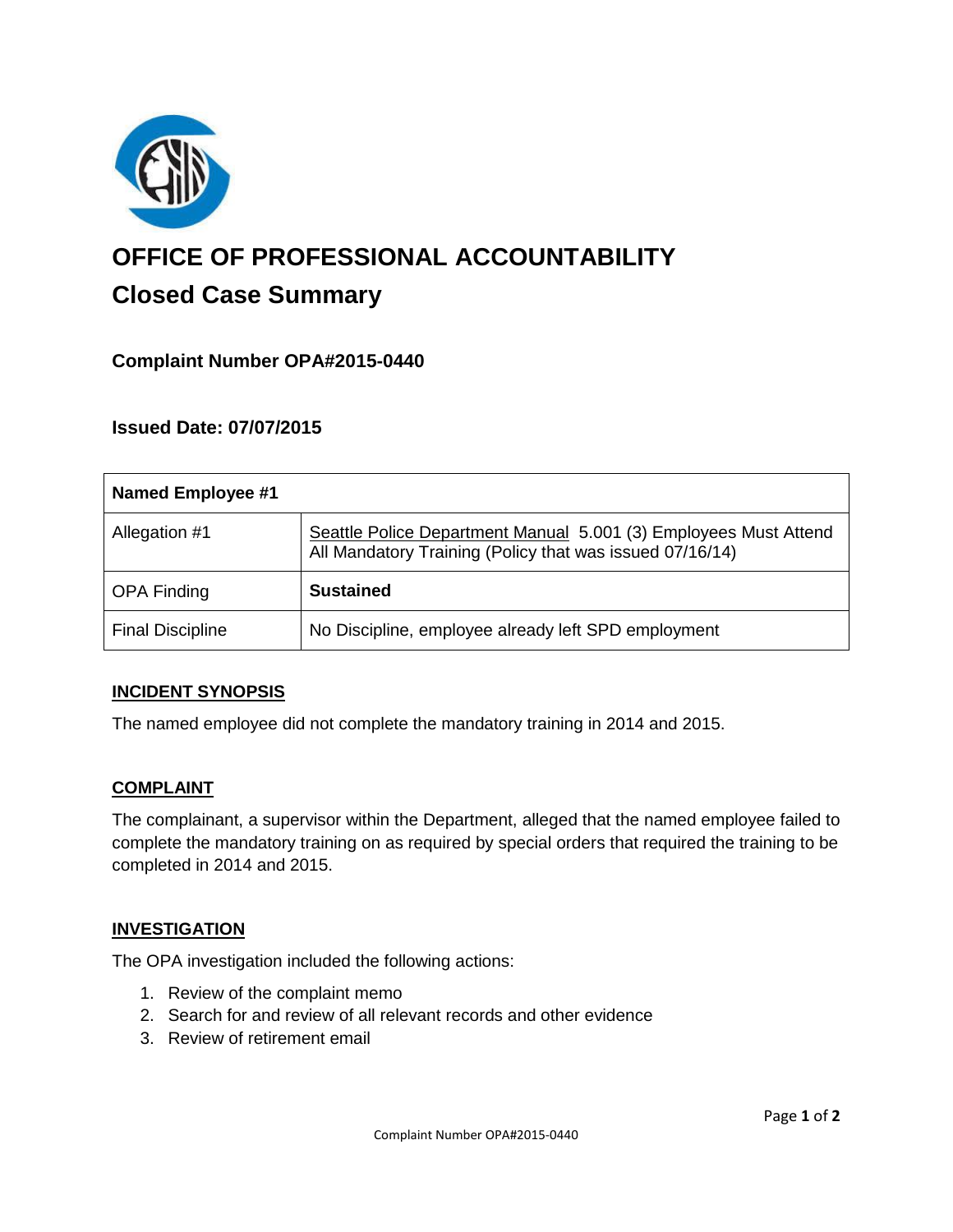# OFFICE OF PROFESSIONAL ACCOUNTABILITY

## Closed Case Summary

### Complaint Number OPA#2015-0440

### Issued Date: 07/07/2015

| Named Employee #1 | |
|---|---|
| Allegation #1 | Seattle Police Department Manual 5.001 (3) Employees Must Attend All Mandatory Training (Policy that was issued 07/16/14) |
| OPA Finding | **Sustained** |
| Final Discipline | No Discipline, employee already left SPD employment |

**INCIDENT SYNOPSIS**

The named employee did not complete the mandatory training in 2014 and 2015.

**COMPLAINT**

The complainant, a supervisor within the Department, alleged that the named employee failed to complete the mandatory training on as required by special orders that required the training to be completed in 2014 and 2015.

**INVESTIGATION**

The OPA investigation included the following actions:

1. Review of the complaint memo
2. Search for and review of all relevant records and other evidence
3. Review of retirement email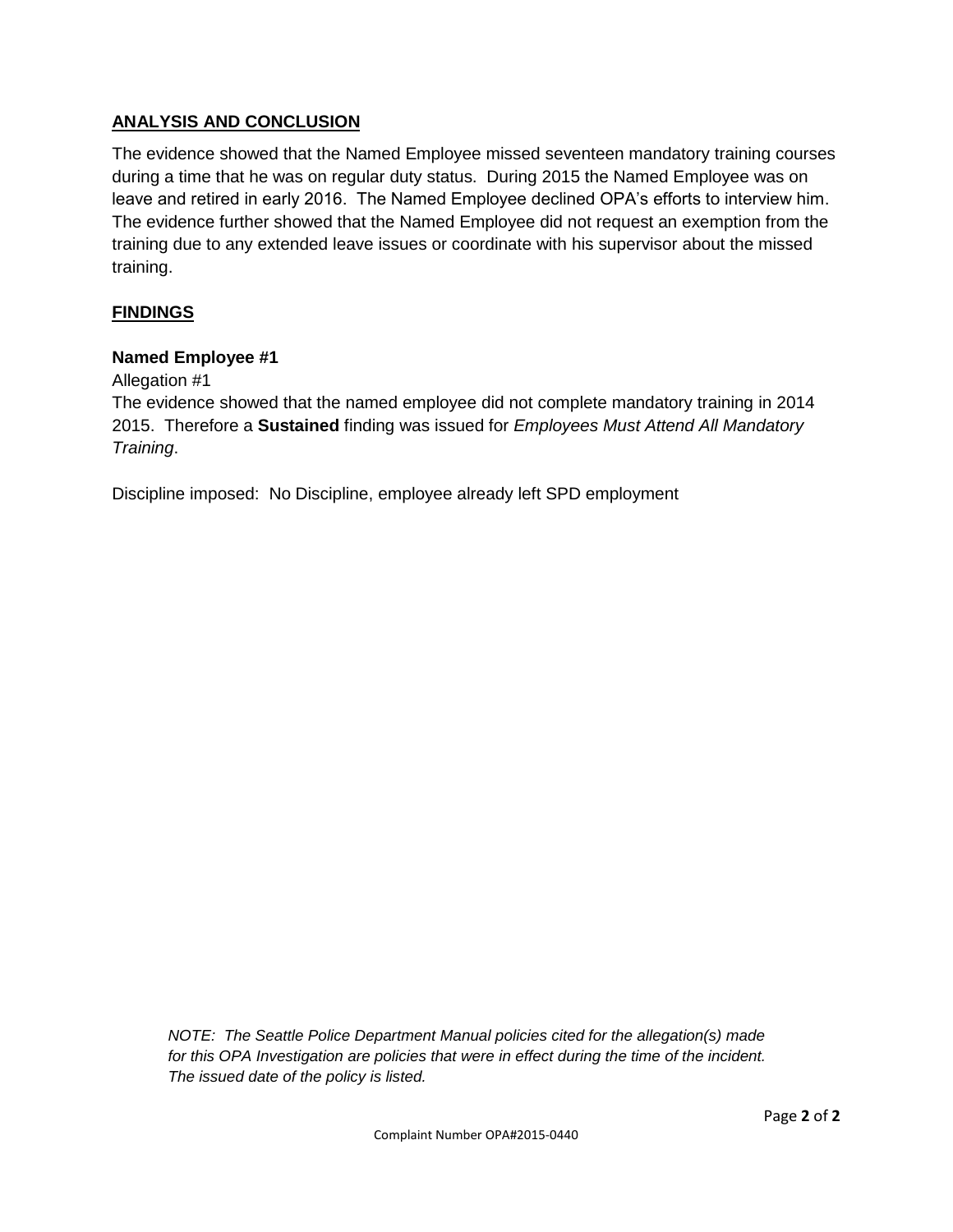## ANALYSIS AND CONCLUSION

The evidence showed that the Named Employee missed seventeen mandatory training courses during a time that he was on regular duty status. During 2015 the Named Employee was on leave and retired in early 2016. The Named Employee declined OPA's efforts to interview him. The evidence further showed that the Named Employee did not request an exemption from the training due to any extended leave issues or coordinate with his supervisor about the missed training.

## FINDINGS

**Named Employee #1**

Allegation #1

The evidence showed that the named employee did not complete mandatory training in 2014 2015. Therefore a **Sustained** finding was issued for *Employees Must Attend All Mandatory Training*.

Discipline imposed: No Discipline, employee already left SPD employment

*NOTE: The Seattle Police Department Manual policies cited for the allegation(s) made for this OPA Investigation are policies that were in effect during the time of the incident. The issued date of the policy is listed.*

Complaint Number OPA#2015-0440